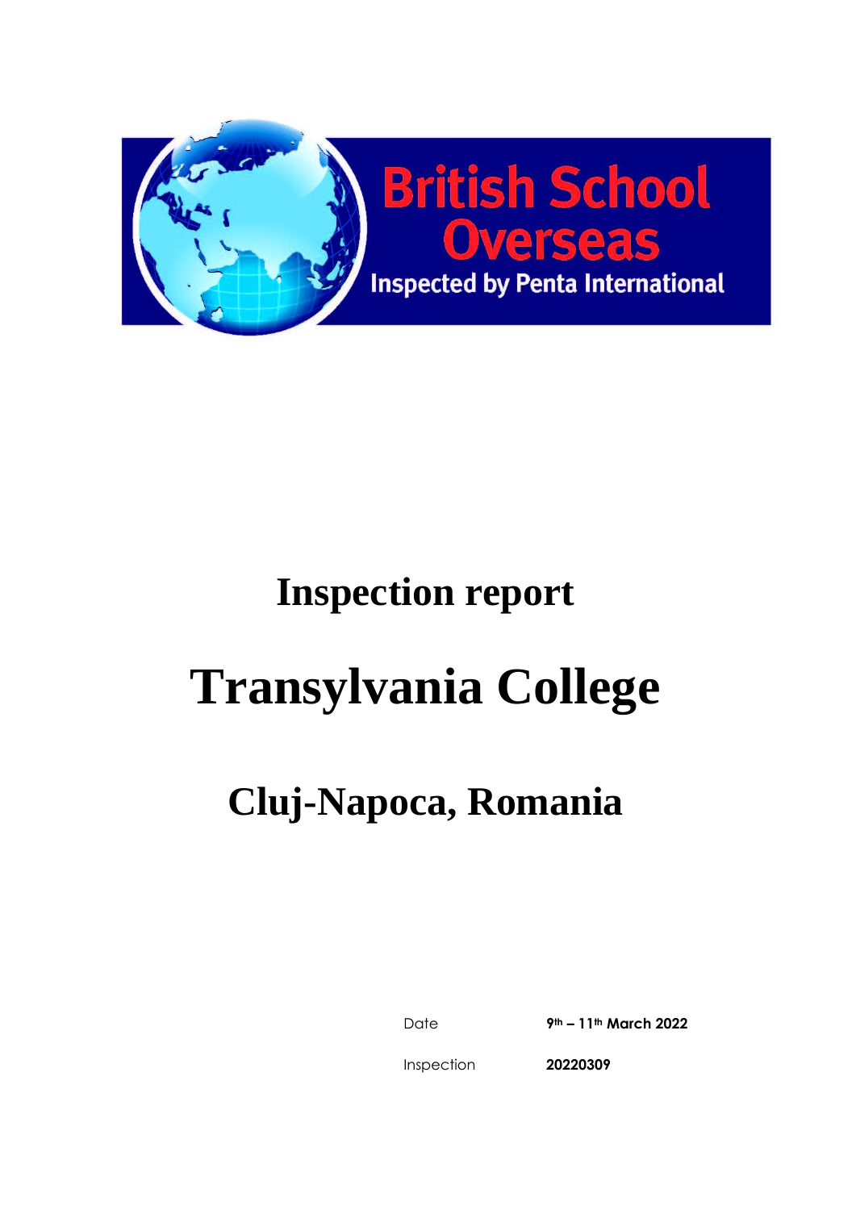British School Overseas

Inspected by Penta International

# Inspection report

# Transylvania College

## Cluj-Napoca, Romania

| | |
|---|---|
| Date | 9th – 11th March 2022 |
| Inspection | 20220309 |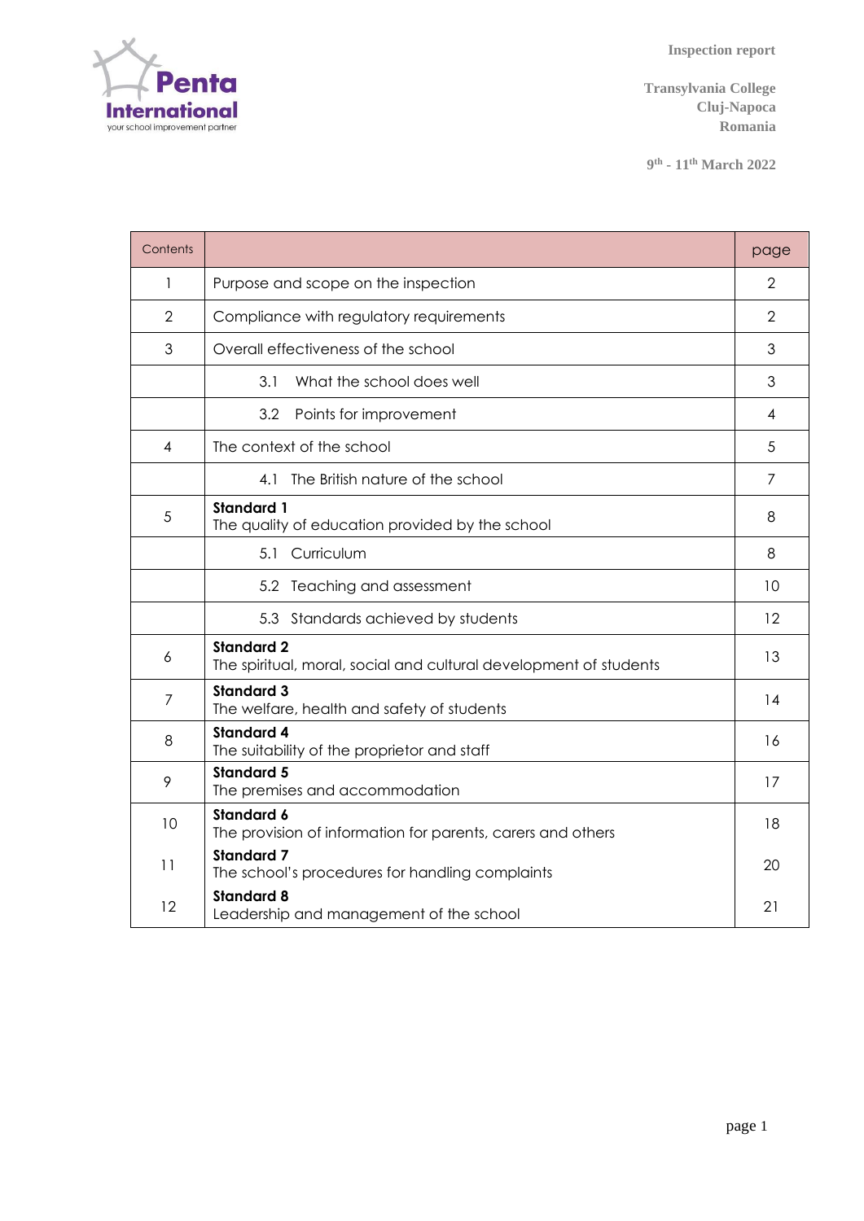Inspection report

Transylvania College
Cluj-Napoca
Romania

9th - 11th March 2022

| Contents | | page |
|---|---|---|
| 1 | Purpose and scope on the inspection | 2 |
| 2 | Compliance with regulatory requirements | 2 |
| 3 | Overall effectiveness of the school | 3 |
| | 3.1 What the school does well | 3 |
| | 3.2 Points for improvement | 4 |
| 4 | The context of the school | 5 |
| | 4.1 The British nature of the school | 7 |
| 5 | **Standard 1** The quality of education provided by the school | 8 |
| | 5.1 Curriculum | 8 |
| | 5.2 Teaching and assessment | 10 |
| | 5.3 Standards achieved by students | 12 |
| 6 | **Standard 2** The spiritual, moral, social and cultural development of students | 13 |
| 7 | **Standard 3** The welfare, health and safety of students | 14 |
| 8 | **Standard 4** The suitability of the proprietor and staff | 16 |
| 9 | **Standard 5** The premises and accommodation | 17 |
| 10 | **Standard 6** The provision of information for parents, carers and others | 18 |
| 11 | **Standard 7** The school's procedures for handling complaints | 20 |
| 12 | **Standard 8** Leadership and management of the school | 21 |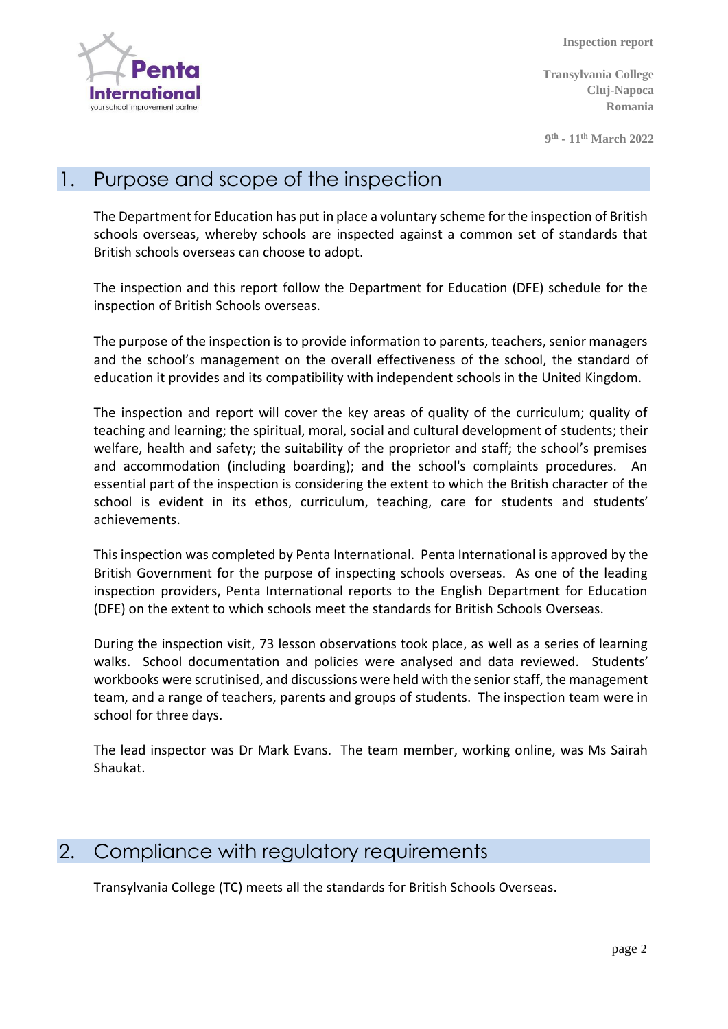## 1. Purpose and scope of the inspection

The Department for Education has put in place a voluntary scheme for the inspection of British schools overseas, whereby schools are inspected against a common set of standards that British schools overseas can choose to adopt.

The inspection and this report follow the Department for Education (DFE) schedule for the inspection of British Schools overseas.

The purpose of the inspection is to provide information to parents, teachers, senior managers and the school's management on the overall effectiveness of the school, the standard of education it provides and its compatibility with independent schools in the United Kingdom.

The inspection and report will cover the key areas of quality of the curriculum; quality of teaching and learning; the spiritual, moral, social and cultural development of students; their welfare, health and safety; the suitability of the proprietor and staff; the school's premises and accommodation (including boarding); and the school's complaints procedures. An essential part of the inspection is considering the extent to which the British character of the school is evident in its ethos, curriculum, teaching, care for students and students' achievements.

This inspection was completed by Penta International. Penta International is approved by the British Government for the purpose of inspecting schools overseas. As one of the leading inspection providers, Penta International reports to the English Department for Education (DFE) on the extent to which schools meet the standards for British Schools Overseas.

During the inspection visit, 73 lesson observations took place, as well as a series of learning walks. School documentation and policies were analysed and data reviewed. Students' workbooks were scrutinised, and discussions were held with the senior staff, the management team, and a range of teachers, parents and groups of students. The inspection team were in school for three days.

The lead inspector was Dr Mark Evans. The team member, working online, was Ms Sairah Shaukat.

## 2. Compliance with regulatory requirements

Transylvania College (TC) meets all the standards for British Schools Overseas.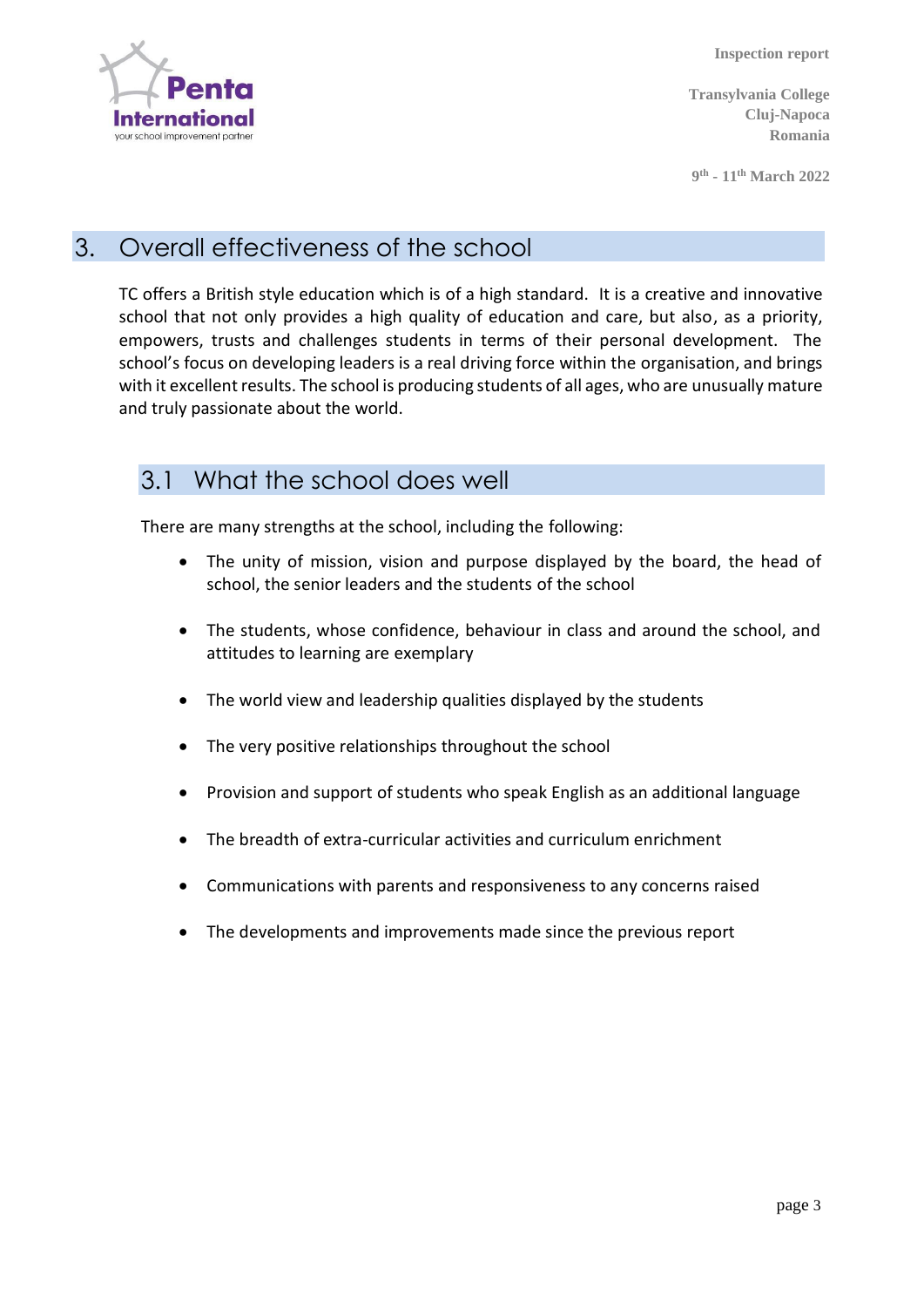## 3. Overall effectiveness of the school

TC offers a British style education which is of a high standard. It is a creative and innovative school that not only provides a high quality of education and care, but also, as a priority, empowers, trusts and challenges students in terms of their personal development. The school's focus on developing leaders is a real driving force within the organisation, and brings with it excellent results. The school is producing students of all ages, who are unusually mature and truly passionate about the world.

### 3.1 What the school does well

There are many strengths at the school, including the following:

- The unity of mission, vision and purpose displayed by the board, the head of school, the senior leaders and the students of the school
- The students, whose confidence, behaviour in class and around the school, and attitudes to learning are exemplary
- The world view and leadership qualities displayed by the students
- The very positive relationships throughout the school
- Provision and support of students who speak English as an additional language
- The breadth of extra-curricular activities and curriculum enrichment
- Communications with parents and responsiveness to any concerns raised
- The developments and improvements made since the previous report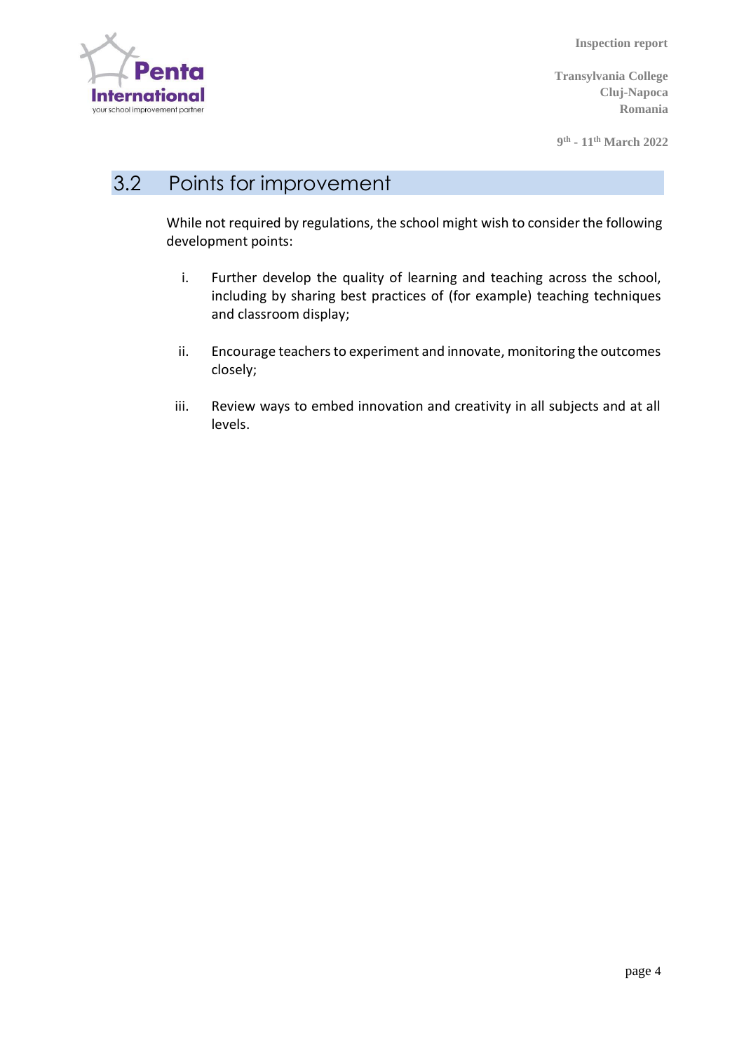## 3.2 Points for improvement

While not required by regulations, the school might wish to consider the following development points:

i. Further develop the quality of learning and teaching across the school, including by sharing best practices of (for example) teaching techniques and classroom display;

ii. Encourage teachers to experiment and innovate, monitoring the outcomes closely;

iii. Review ways to embed innovation and creativity in all subjects and at all levels.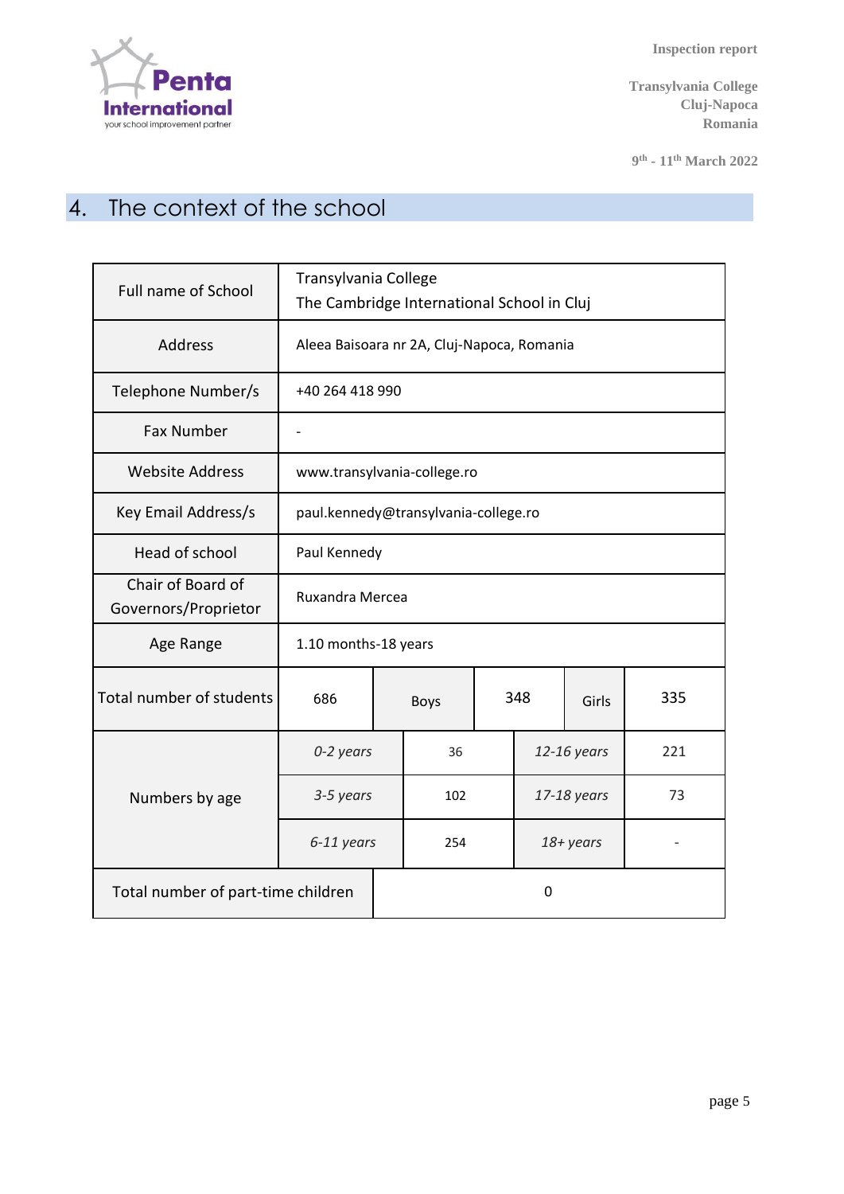## 4. The context of the school

| Full name of School | Transylvania College<br>The Cambridge International School in Cluj | | | | |
|---|---|---|---|---|---|
| Address | Aleea Baisoara nr 2A, Cluj-Napoca, Romania | | | | |
| Telephone Number/s | +40 264 418 990 | | | | |
| Fax Number | - | | | | |
| Website Address | www.transylvania-college.ro | | | | |
| Key Email Address/s | paul.kennedy@transylvania-college.ro | | | | |
| Head of school | Paul Kennedy | | | | |
| Chair of Board of Governors/Proprietor | Ruxandra Mercea | | | | |
| Age Range | 1.10 months-18 years | | | | |
| Total number of students | 686 | Boys | 348 | Girls | 335 |
| Numbers by age | *0-2 years* | 36 | *12-16 years* | 221 | |
| | *3-5 years* | 102 | *17-18 years* | 73 | |
| | *6-11 years* | 254 | *18+ years* | - | |
| Total number of part-time children | 0 | | | | |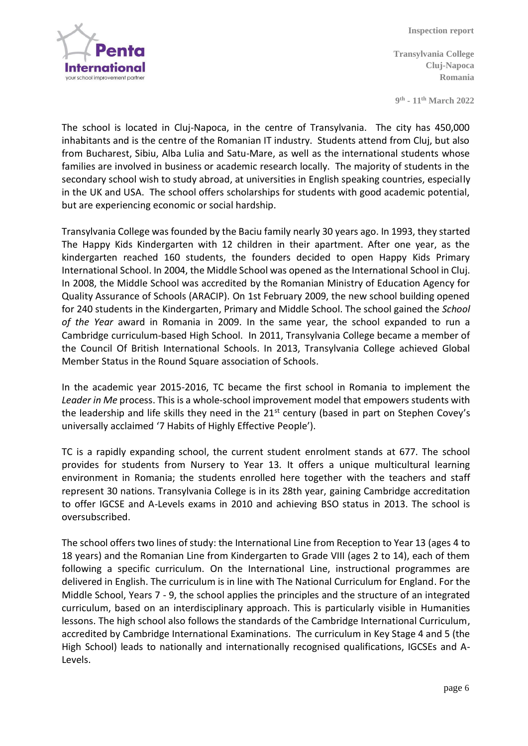The school is located in Cluj-Napoca, in the centre of Transylvania. The city has 450,000 inhabitants and is the centre of the Romanian IT industry. Students attend from Cluj, but also from Bucharest, Sibiu, Alba Lulia and Satu-Mare, as well as the international students whose families are involved in business or academic research locally. The majority of students in the secondary school wish to study abroad, at universities in English speaking countries, especially in the UK and USA. The school offers scholarships for students with good academic potential, but are experiencing economic or social hardship.

Transylvania College was founded by the Baciu family nearly 30 years ago. In 1993, they started The Happy Kids Kindergarten with 12 children in their apartment. After one year, as the kindergarten reached 160 students, the founders decided to open Happy Kids Primary International School. In 2004, the Middle School was opened as the International School in Cluj. In 2008, the Middle School was accredited by the Romanian Ministry of Education Agency for Quality Assurance of Schools (ARACIP). On 1st February 2009, the new school building opened for 240 students in the Kindergarten, Primary and Middle School. The school gained the *School of the Year* award in Romania in 2009. In the same year, the school expanded to run a Cambridge curriculum-based High School. In 2011, Transylvania College became a member of the Council Of British International Schools. In 2013, Transylvania College achieved Global Member Status in the Round Square association of Schools.

In the academic year 2015-2016, TC became the first school in Romania to implement the *Leader in Me* process. This is a whole-school improvement model that empowers students with the leadership and life skills they need in the 21st century (based in part on Stephen Covey's universally acclaimed '7 Habits of Highly Effective People').

TC is a rapidly expanding school, the current student enrolment stands at 677. The school provides for students from Nursery to Year 13. It offers a unique multicultural learning environment in Romania; the students enrolled here together with the teachers and staff represent 30 nations. Transylvania College is in its 28th year, gaining Cambridge accreditation to offer IGCSE and A-Levels exams in 2010 and achieving BSO status in 2013. The school is oversubscribed.

The school offers two lines of study: the International Line from Reception to Year 13 (ages 4 to 18 years) and the Romanian Line from Kindergarten to Grade VIII (ages 2 to 14), each of them following a specific curriculum. On the International Line, instructional programmes are delivered in English. The curriculum is in line with The National Curriculum for England. For the Middle School, Years 7 - 9, the school applies the principles and the structure of an integrated curriculum, based on an interdisciplinary approach. This is particularly visible in Humanities lessons. The high school also follows the standards of the Cambridge International Curriculum, accredited by Cambridge International Examinations. The curriculum in Key Stage 4 and 5 (the High School) leads to nationally and internationally recognised qualifications, IGCSEs and A-Levels.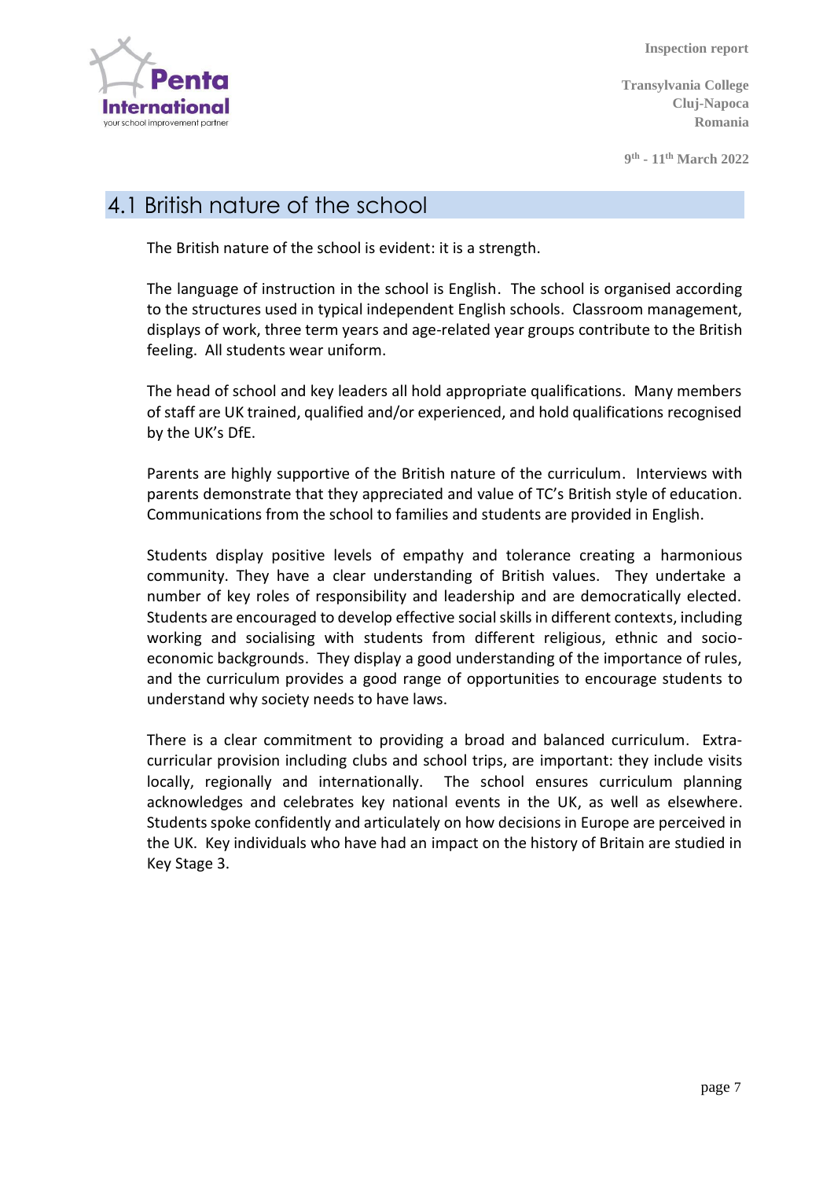## 4.1 British nature of the school

The British nature of the school is evident: it is a strength.

The language of instruction in the school is English. The school is organised according to the structures used in typical independent English schools. Classroom management, displays of work, three term years and age-related year groups contribute to the British feeling. All students wear uniform.

The head of school and key leaders all hold appropriate qualifications. Many members of staff are UK trained, qualified and/or experienced, and hold qualifications recognised by the UK's DfE.

Parents are highly supportive of the British nature of the curriculum. Interviews with parents demonstrate that they appreciated and value of TC's British style of education. Communications from the school to families and students are provided in English.

Students display positive levels of empathy and tolerance creating a harmonious community. They have a clear understanding of British values. They undertake a number of key roles of responsibility and leadership and are democratically elected. Students are encouraged to develop effective social skills in different contexts, including working and socialising with students from different religious, ethnic and socio-economic backgrounds. They display a good understanding of the importance of rules, and the curriculum provides a good range of opportunities to encourage students to understand why society needs to have laws.

There is a clear commitment to providing a broad and balanced curriculum. Extra-curricular provision including clubs and school trips, are important: they include visits locally, regionally and internationally. The school ensures curriculum planning acknowledges and celebrates key national events in the UK, as well as elsewhere. Students spoke confidently and articulately on how decisions in Europe are perceived in the UK. Key individuals who have had an impact on the history of Britain are studied in Key Stage 3.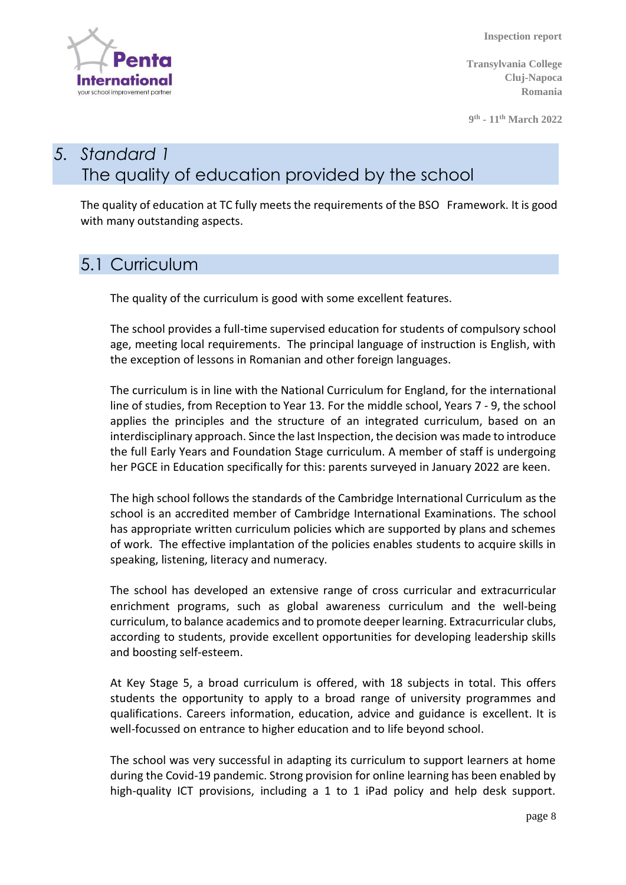# 5. *Standard 1*

# The quality of education provided by the school

The quality of education at TC fully meets the requirements of the BSO Framework. It is good with many outstanding aspects.

## 5.1 Curriculum

The quality of the curriculum is good with some excellent features.

The school provides a full-time supervised education for students of compulsory school age, meeting local requirements. The principal language of instruction is English, with the exception of lessons in Romanian and other foreign languages.

The curriculum is in line with the National Curriculum for England, for the international line of studies, from Reception to Year 13. For the middle school, Years 7 - 9, the school applies the principles and the structure of an integrated curriculum, based on an interdisciplinary approach. Since the last Inspection, the decision was made to introduce the full Early Years and Foundation Stage curriculum. A member of staff is undergoing her PGCE in Education specifically for this: parents surveyed in January 2022 are keen.

The high school follows the standards of the Cambridge International Curriculum as the school is an accredited member of Cambridge International Examinations. The school has appropriate written curriculum policies which are supported by plans and schemes of work. The effective implantation of the policies enables students to acquire skills in speaking, listening, literacy and numeracy.

The school has developed an extensive range of cross curricular and extracurricular enrichment programs, such as global awareness curriculum and the well-being curriculum, to balance academics and to promote deeper learning. Extracurricular clubs, according to students, provide excellent opportunities for developing leadership skills and boosting self-esteem.

At Key Stage 5, a broad curriculum is offered, with 18 subjects in total. This offers students the opportunity to apply to a broad range of university programmes and qualifications. Careers information, education, advice and guidance is excellent. It is well-focussed on entrance to higher education and to life beyond school.

The school was very successful in adapting its curriculum to support learners at home during the Covid-19 pandemic. Strong provision for online learning has been enabled by high-quality ICT provisions, including a 1 to 1 iPad policy and help desk support.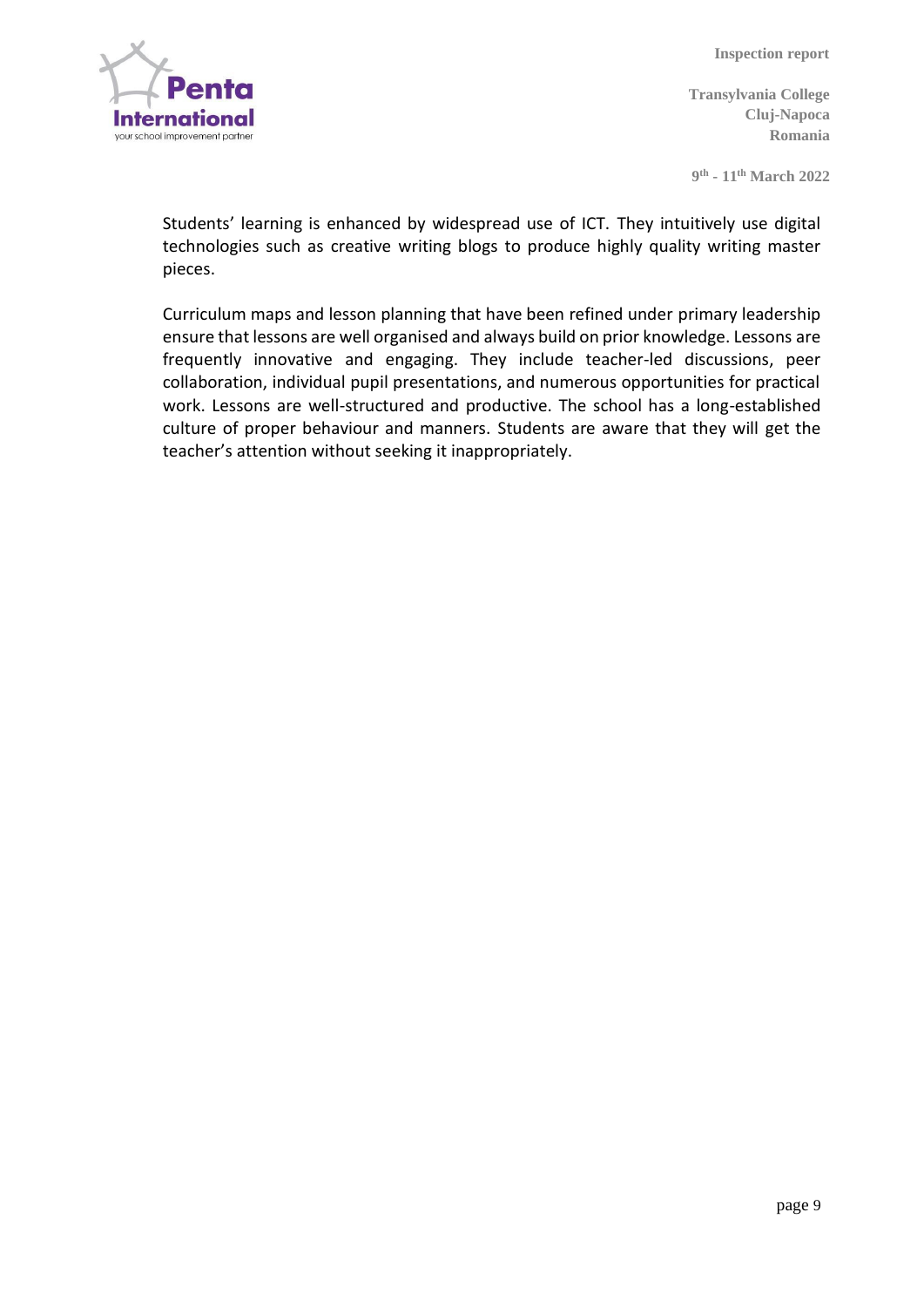Students' learning is enhanced by widespread use of ICT. They intuitively use digital technologies such as creative writing blogs to produce highly quality writing master pieces.

Curriculum maps and lesson planning that have been refined under primary leadership ensure that lessons are well organised and always build on prior knowledge. Lessons are frequently innovative and engaging. They include teacher-led discussions, peer collaboration, individual pupil presentations, and numerous opportunities for practical work. Lessons are well-structured and productive. The school has a long-established culture of proper behaviour and manners. Students are aware that they will get the teacher's attention without seeking it inappropriately.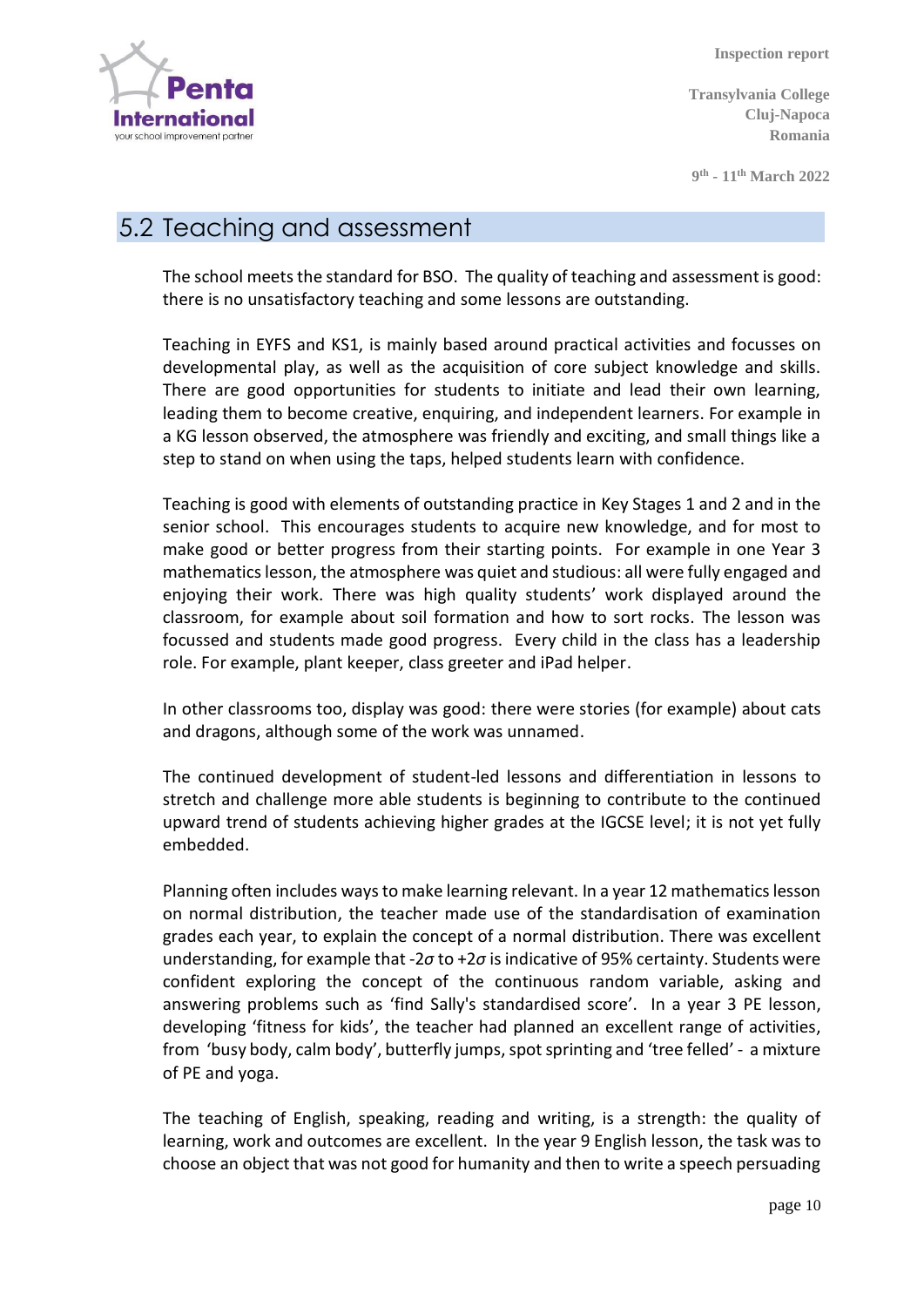## 5.2 Teaching and assessment

The school meets the standard for BSO. The quality of teaching and assessment is good: there is no unsatisfactory teaching and some lessons are outstanding.

Teaching in EYFS and KS1, is mainly based around practical activities and focusses on developmental play, as well as the acquisition of core subject knowledge and skills. There are good opportunities for students to initiate and lead their own learning, leading them to become creative, enquiring, and independent learners. For example in a KG lesson observed, the atmosphere was friendly and exciting, and small things like a step to stand on when using the taps, helped students learn with confidence.

Teaching is good with elements of outstanding practice in Key Stages 1 and 2 and in the senior school. This encourages students to acquire new knowledge, and for most to make good or better progress from their starting points. For example in one Year 3 mathematics lesson, the atmosphere was quiet and studious: all were fully engaged and enjoying their work. There was high quality students' work displayed around the classroom, for example about soil formation and how to sort rocks. The lesson was focussed and students made good progress. Every child in the class has a leadership role. For example, plant keeper, class greeter and iPad helper.

In other classrooms too, display was good: there were stories (for example) about cats and dragons, although some of the work was unnamed.

The continued development of student-led lessons and differentiation in lessons to stretch and challenge more able students is beginning to contribute to the continued upward trend of students achieving higher grades at the IGCSE level; it is not yet fully embedded.

Planning often includes ways to make learning relevant. In a year 12 mathematics lesson on normal distribution, the teacher made use of the standardisation of examination grades each year, to explain the concept of a normal distribution. There was excellent understanding, for example that $-2\sigma$ to $+2\sigma$ is indicative of 95% certainty. Students were confident exploring the concept of the continuous random variable, asking and answering problems such as 'find Sally's standardised score'. In a year 3 PE lesson, developing 'fitness for kids', the teacher had planned an excellent range of activities, from 'busy body, calm body', butterfly jumps, spot sprinting and 'tree felled' - a mixture of PE and yoga.

The teaching of English, speaking, reading and writing, is a strength: the quality of learning, work and outcomes are excellent. In the year 9 English lesson, the task was to choose an object that was not good for humanity and then to write a speech persuading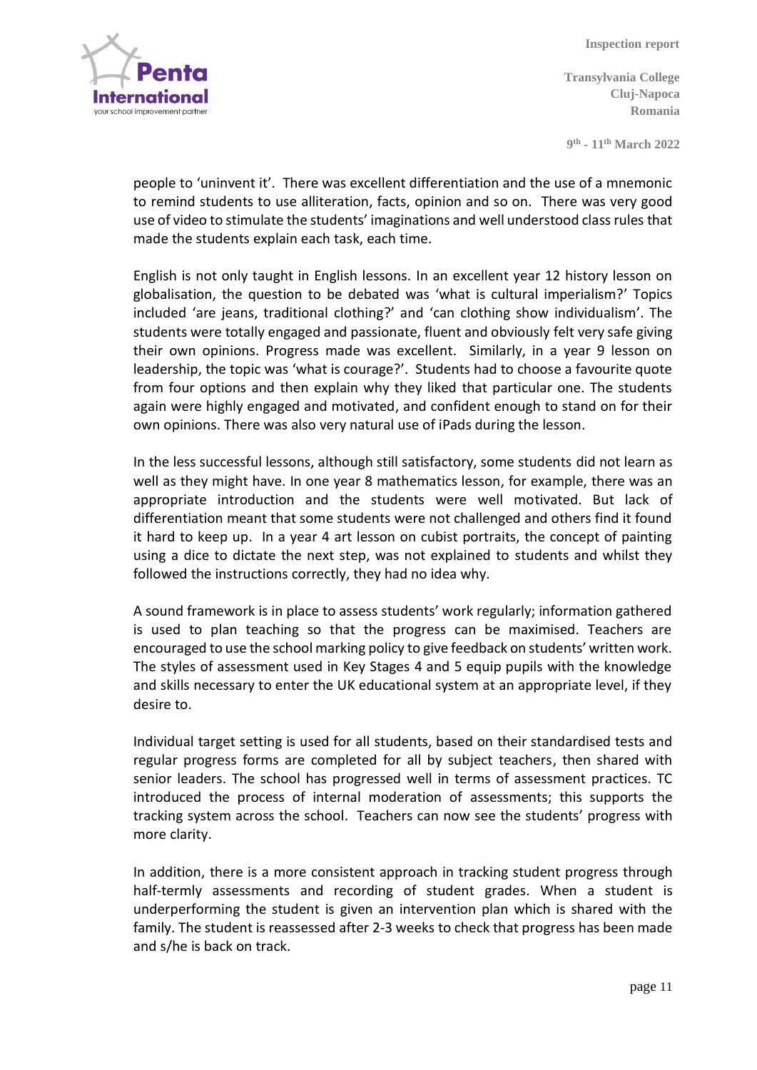people to 'uninvent it'. There was excellent differentiation and the use of a mnemonic to remind students to use alliteration, facts, opinion and so on. There was very good use of video to stimulate the students' imaginations and well understood class rules that made the students explain each task, each time.

English is not only taught in English lessons. In an excellent year 12 history lesson on globalisation, the question to be debated was 'what is cultural imperialism?' Topics included 'are jeans, traditional clothing?' and 'can clothing show individualism'. The students were totally engaged and passionate, fluent and obviously felt very safe giving their own opinions. Progress made was excellent. Similarly, in a year 9 lesson on leadership, the topic was 'what is courage?'. Students had to choose a favourite quote from four options and then explain why they liked that particular one. The students again were highly engaged and motivated, and confident enough to stand on for their own opinions. There was also very natural use of iPads during the lesson.

In the less successful lessons, although still satisfactory, some students did not learn as well as they might have. In one year 8 mathematics lesson, for example, there was an appropriate introduction and the students were well motivated. But lack of differentiation meant that some students were not challenged and others find it found it hard to keep up. In a year 4 art lesson on cubist portraits, the concept of painting using a dice to dictate the next step, was not explained to students and whilst they followed the instructions correctly, they had no idea why.

A sound framework is in place to assess students' work regularly; information gathered is used to plan teaching so that the progress can be maximised. Teachers are encouraged to use the school marking policy to give feedback on students' written work. The styles of assessment used in Key Stages 4 and 5 equip pupils with the knowledge and skills necessary to enter the UK educational system at an appropriate level, if they desire to.

Individual target setting is used for all students, based on their standardised tests and regular progress forms are completed for all by subject teachers, then shared with senior leaders. The school has progressed well in terms of assessment practices. TC introduced the process of internal moderation of assessments; this supports the tracking system across the school. Teachers can now see the students' progress with more clarity.

In addition, there is a more consistent approach in tracking student progress through half-termly assessments and recording of student grades. When a student is underperforming the student is given an intervention plan which is shared with the family. The student is reassessed after 2-3 weeks to check that progress has been made and s/he is back on track.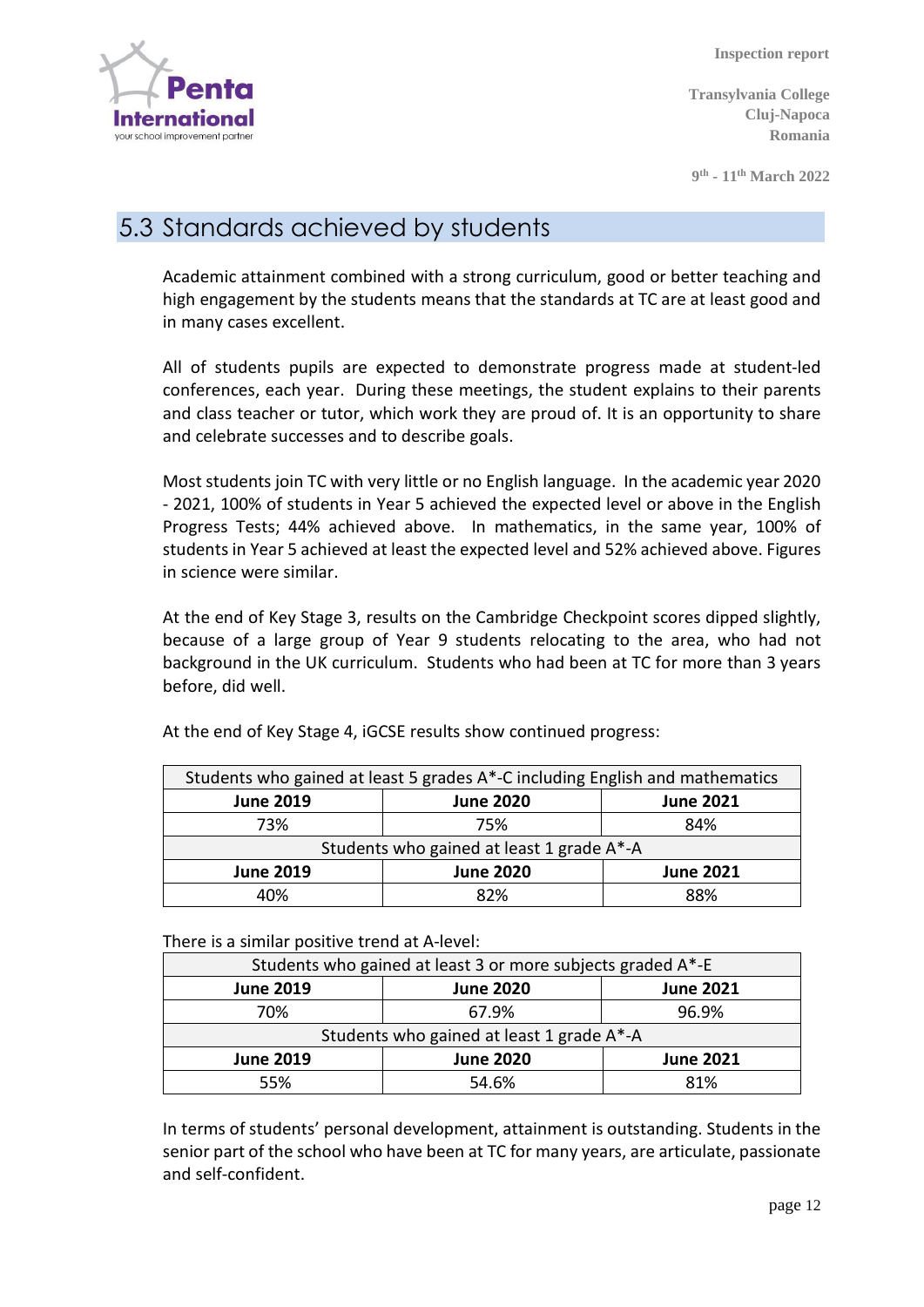## 5.3 Standards achieved by students

Academic attainment combined with a strong curriculum, good or better teaching and high engagement by the students means that the standards at TC are at least good and in many cases excellent.

All of students pupils are expected to demonstrate progress made at student-led conferences, each year. During these meetings, the student explains to their parents and class teacher or tutor, which work they are proud of. It is an opportunity to share and celebrate successes and to describe goals.

Most students join TC with very little or no English language. In the academic year 2020 - 2021, 100% of students in Year 5 achieved the expected level or above in the English Progress Tests; 44% achieved above. In mathematics, in the same year, 100% of students in Year 5 achieved at least the expected level and 52% achieved above. Figures in science were similar.

At the end of Key Stage 3, results on the Cambridge Checkpoint scores dipped slightly, because of a large group of Year 9 students relocating to the area, who had not background in the UK curriculum. Students who had been at TC for more than 3 years before, did well.

At the end of Key Stage 4, iGCSE results show continued progress:

| Students who gained at least 5 grades A*-C including English and mathematics | | |
|---|---|---|
| **June 2019** | **June 2020** | **June 2021** |
| 73% | 75% | 84% |
| Students who gained at least 1 grade A*-A | | |
| **June 2019** | **June 2020** | **June 2021** |
| 40% | 82% | 88% |

There is a similar positive trend at A-level:

| Students who gained at least 3 or more subjects graded A*-E | | |
|---|---|---|
| **June 2019** | **June 2020** | **June 2021** |
| 70% | 67.9% | 96.9% |
| Students who gained at least 1 grade A*-A | | |
| **June 2019** | **June 2020** | **June 2021** |
| 55% | 54.6% | 81% |

In terms of students' personal development, attainment is outstanding. Students in the senior part of the school who have been at TC for many years, are articulate, passionate and self-confident.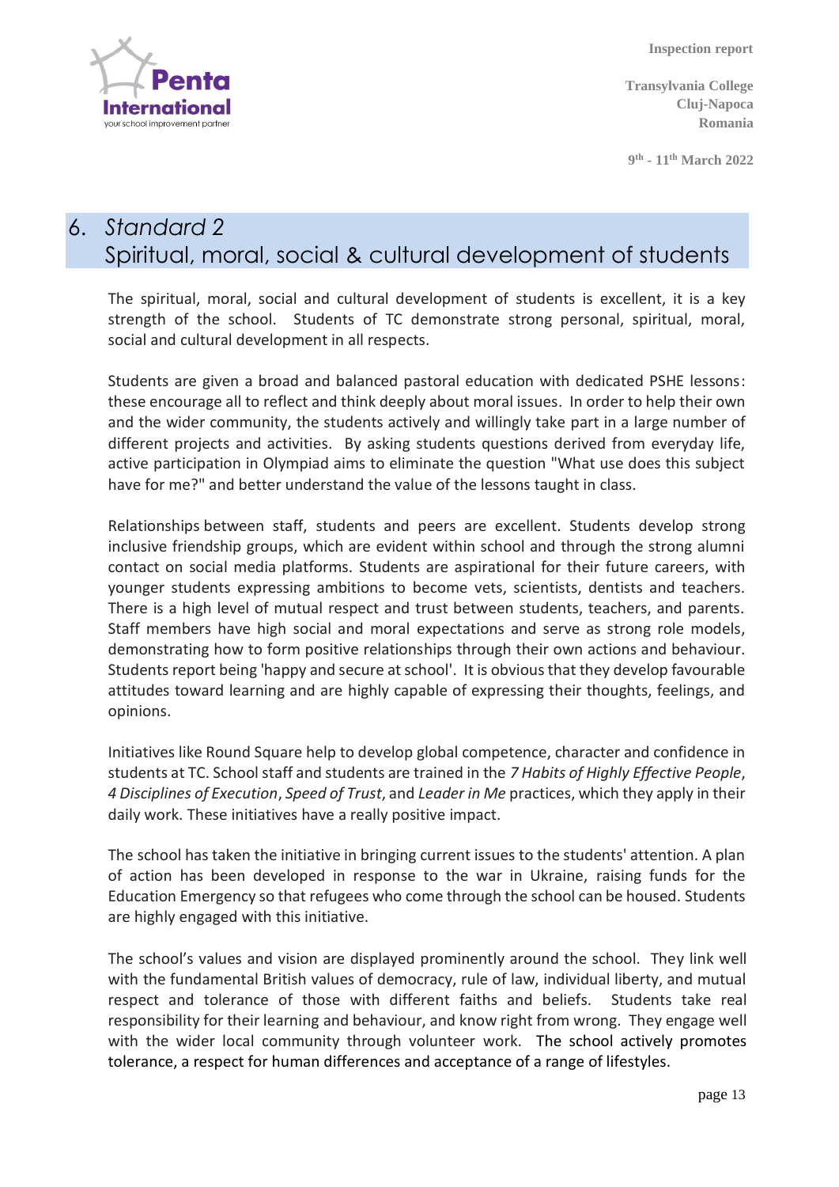# 6. *Standard 2*
## Spiritual, moral, social & cultural development of students

The spiritual, moral, social and cultural development of students is excellent, it is a key strength of the school. Students of TC demonstrate strong personal, spiritual, moral, social and cultural development in all respects.

Students are given a broad and balanced pastoral education with dedicated PSHE lessons: these encourage all to reflect and think deeply about moral issues. In order to help their own and the wider community, the students actively and willingly take part in a large number of different projects and activities. By asking students questions derived from everyday life, active participation in Olympiad aims to eliminate the question "What use does this subject have for me?" and better understand the value of the lessons taught in class.

Relationships between staff, students and peers are excellent. Students develop strong inclusive friendship groups, which are evident within school and through the strong alumni contact on social media platforms. Students are aspirational for their future careers, with younger students expressing ambitions to become vets, scientists, dentists and teachers. There is a high level of mutual respect and trust between students, teachers, and parents. Staff members have high social and moral expectations and serve as strong role models, demonstrating how to form positive relationships through their own actions and behaviour. Students report being 'happy and secure at school'. It is obvious that they develop favourable attitudes toward learning and are highly capable of expressing their thoughts, feelings, and opinions.

Initiatives like Round Square help to develop global competence, character and confidence in students at TC. School staff and students are trained in the *7 Habits of Highly Effective People*, *4 Disciplines of Execution*, *Speed of Trust*, and *Leader in Me* practices, which they apply in their daily work. These initiatives have a really positive impact.

The school has taken the initiative in bringing current issues to the students' attention. A plan of action has been developed in response to the war in Ukraine, raising funds for the Education Emergency so that refugees who come through the school can be housed. Students are highly engaged with this initiative.

The school's values and vision are displayed prominently around the school. They link well with the fundamental British values of democracy, rule of law, individual liberty, and mutual respect and tolerance of those with different faiths and beliefs. Students take real responsibility for their learning and behaviour, and know right from wrong. They engage well with the wider local community through volunteer work. The school actively promotes tolerance, a respect for human differences and acceptance of a range of lifestyles.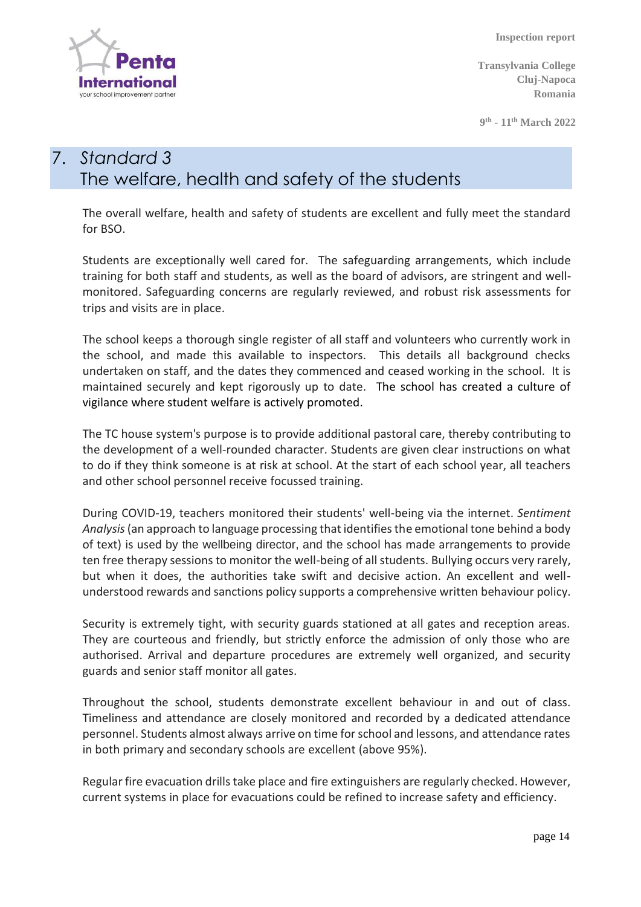## 7. Standard 3
## The welfare, health and safety of the students

The overall welfare, health and safety of students are excellent and fully meet the standard for BSO.

Students are exceptionally well cared for. The safeguarding arrangements, which include training for both staff and students, as well as the board of advisors, are stringent and well-monitored. Safeguarding concerns are regularly reviewed, and robust risk assessments for trips and visits are in place.

The school keeps a thorough single register of all staff and volunteers who currently work in the school, and made this available to inspectors. This details all background checks undertaken on staff, and the dates they commenced and ceased working in the school. It is maintained securely and kept rigorously up to date. The school has created a culture of vigilance where student welfare is actively promoted.

The TC house system's purpose is to provide additional pastoral care, thereby contributing to the development of a well-rounded character. Students are given clear instructions on what to do if they think someone is at risk at school. At the start of each school year, all teachers and other school personnel receive focussed training.

During COVID-19, teachers monitored their students' well-being via the internet. *Sentiment Analysis* (an approach to language processing that identifies the emotional tone behind a body of text) is used by the wellbeing director, and the school has made arrangements to provide ten free therapy sessions to monitor the well-being of all students. Bullying occurs very rarely, but when it does, the authorities take swift and decisive action. An excellent and well-understood rewards and sanctions policy supports a comprehensive written behaviour policy.

Security is extremely tight, with security guards stationed at all gates and reception areas. They are courteous and friendly, but strictly enforce the admission of only those who are authorised. Arrival and departure procedures are extremely well organized, and security guards and senior staff monitor all gates.

Throughout the school, students demonstrate excellent behaviour in and out of class. Timeliness and attendance are closely monitored and recorded by a dedicated attendance personnel. Students almost always arrive on time for school and lessons, and attendance rates in both primary and secondary schools are excellent (above 95%).

Regular fire evacuation drills take place and fire extinguishers are regularly checked. However, current systems in place for evacuations could be refined to increase safety and efficiency.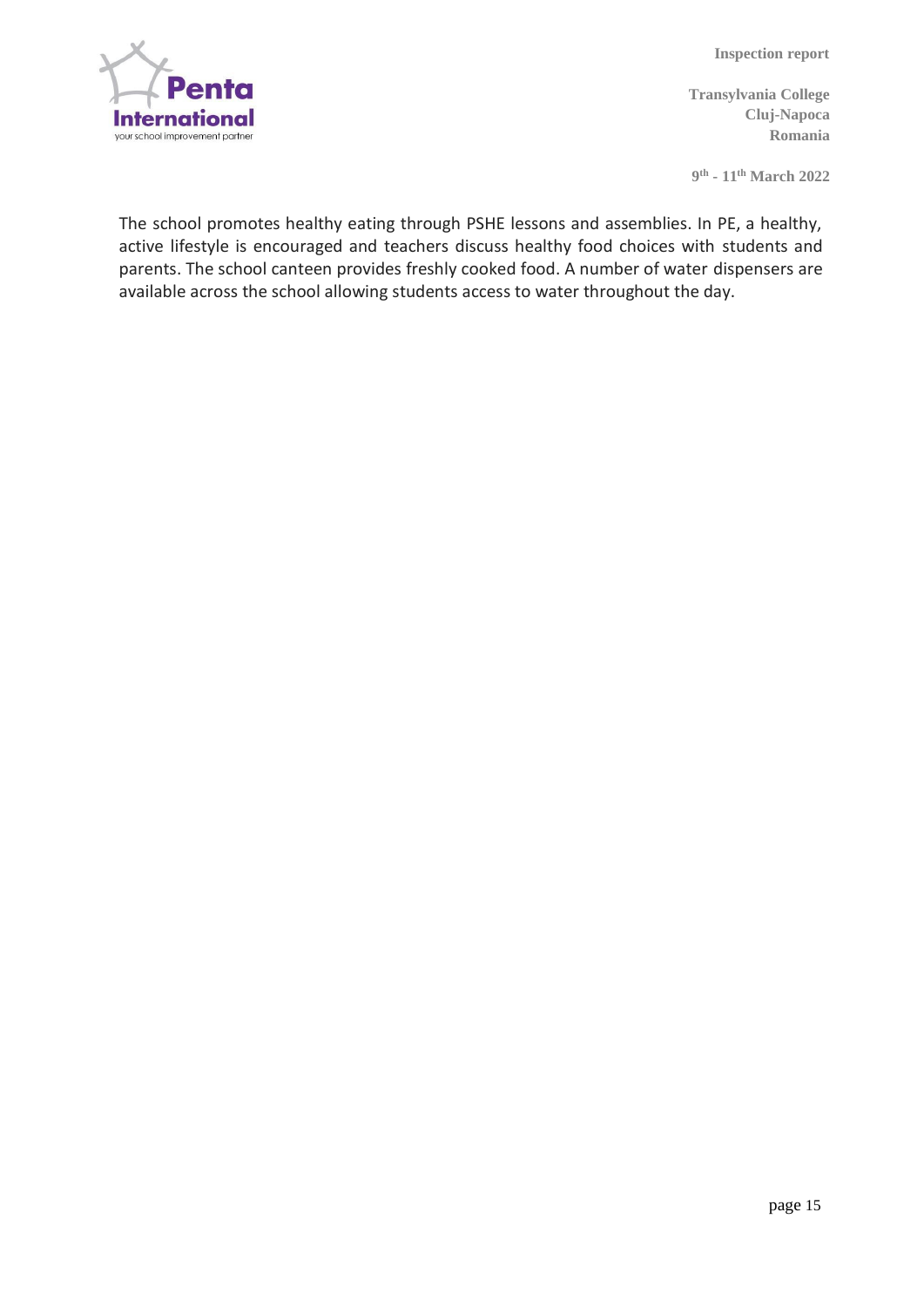The school promotes healthy eating through PSHE lessons and assemblies. In PE, a healthy, active lifestyle is encouraged and teachers discuss healthy food choices with students and parents. The school canteen provides freshly cooked food. A number of water dispensers are available across the school allowing students access to water throughout the day.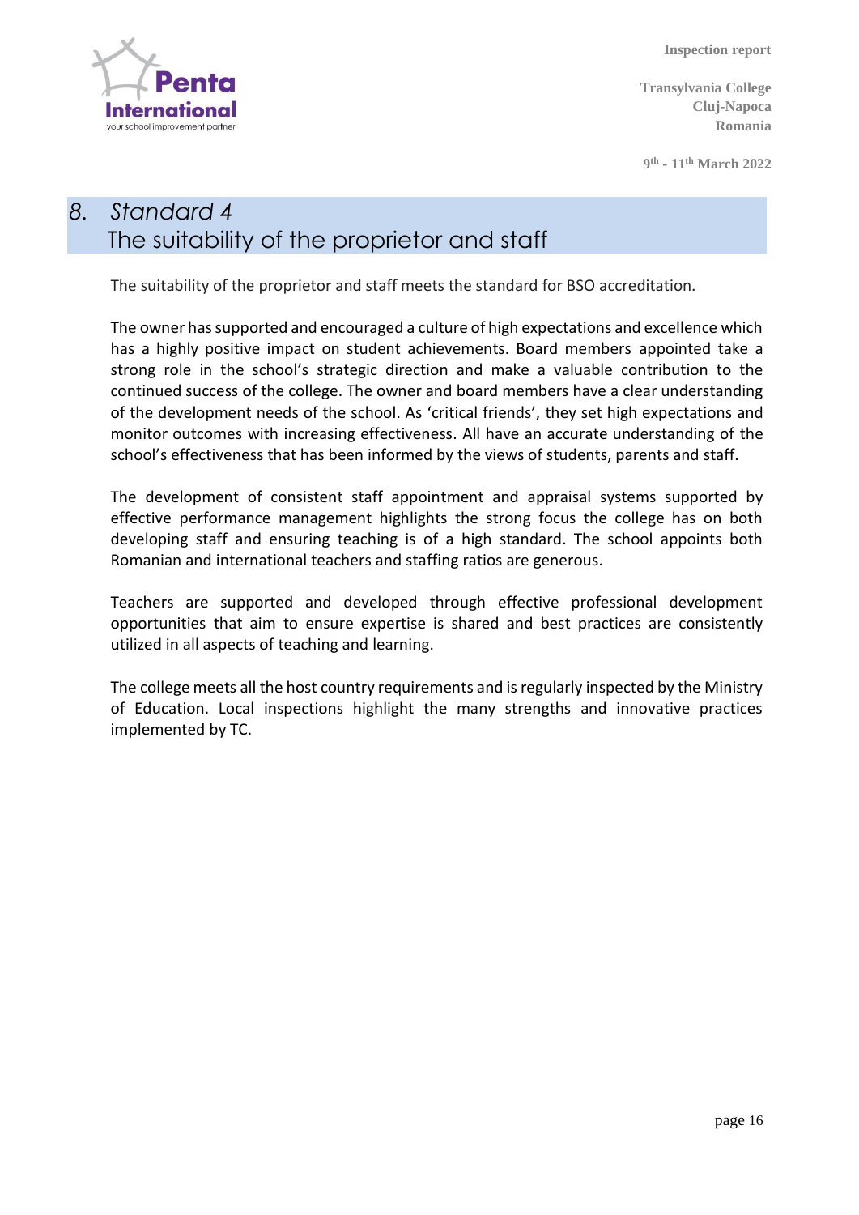# 8. *Standard 4*
# The suitability of the proprietor and staff

The suitability of the proprietor and staff meets the standard for BSO accreditation.

The owner has supported and encouraged a culture of high expectations and excellence which has a highly positive impact on student achievements. Board members appointed take a strong role in the school's strategic direction and make a valuable contribution to the continued success of the college. The owner and board members have a clear understanding of the development needs of the school. As 'critical friends', they set high expectations and monitor outcomes with increasing effectiveness. All have an accurate understanding of the school's effectiveness that has been informed by the views of students, parents and staff.

The development of consistent staff appointment and appraisal systems supported by effective performance management highlights the strong focus the college has on both developing staff and ensuring teaching is of a high standard. The school appoints both Romanian and international teachers and staffing ratios are generous.

Teachers are supported and developed through effective professional development opportunities that aim to ensure expertise is shared and best practices are consistently utilized in all aspects of teaching and learning.

The college meets all the host country requirements and is regularly inspected by the Ministry of Education. Local inspections highlight the many strengths and innovative practices implemented by TC.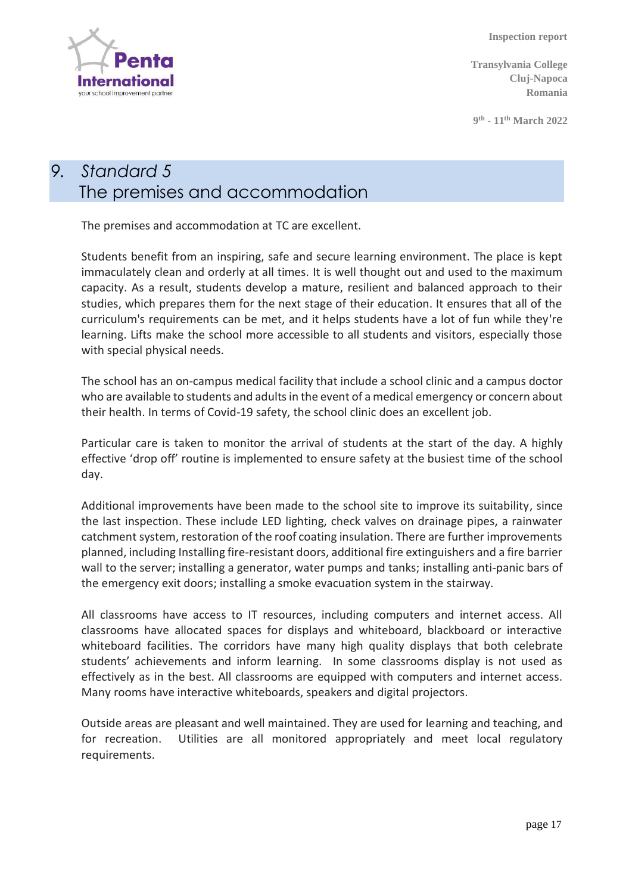# 9. *Standard 5* The premises and accommodation

The premises and accommodation at TC are excellent.

Students benefit from an inspiring, safe and secure learning environment. The place is kept immaculately clean and orderly at all times. It is well thought out and used to the maximum capacity. As a result, students develop a mature, resilient and balanced approach to their studies, which prepares them for the next stage of their education. It ensures that all of the curriculum's requirements can be met, and it helps students have a lot of fun while they're learning. Lifts make the school more accessible to all students and visitors, especially those with special physical needs.

The school has an on-campus medical facility that include a school clinic and a campus doctor who are available to students and adults in the event of a medical emergency or concern about their health. In terms of Covid-19 safety, the school clinic does an excellent job.

Particular care is taken to monitor the arrival of students at the start of the day. A highly effective 'drop off' routine is implemented to ensure safety at the busiest time of the school day.

Additional improvements have been made to the school site to improve its suitability, since the last inspection. These include LED lighting, check valves on drainage pipes, a rainwater catchment system, restoration of the roof coating insulation. There are further improvements planned, including Installing fire-resistant doors, additional fire extinguishers and a fire barrier wall to the server; installing a generator, water pumps and tanks; installing anti-panic bars of the emergency exit doors; installing a smoke evacuation system in the stairway.

All classrooms have access to IT resources, including computers and internet access. All classrooms have allocated spaces for displays and whiteboard, blackboard or interactive whiteboard facilities. The corridors have many high quality displays that both celebrate students' achievements and inform learning. In some classrooms display is not used as effectively as in the best. All classrooms are equipped with computers and internet access. Many rooms have interactive whiteboards, speakers and digital projectors.

Outside areas are pleasant and well maintained. They are used for learning and teaching, and for recreation. Utilities are all monitored appropriately and meet local regulatory requirements.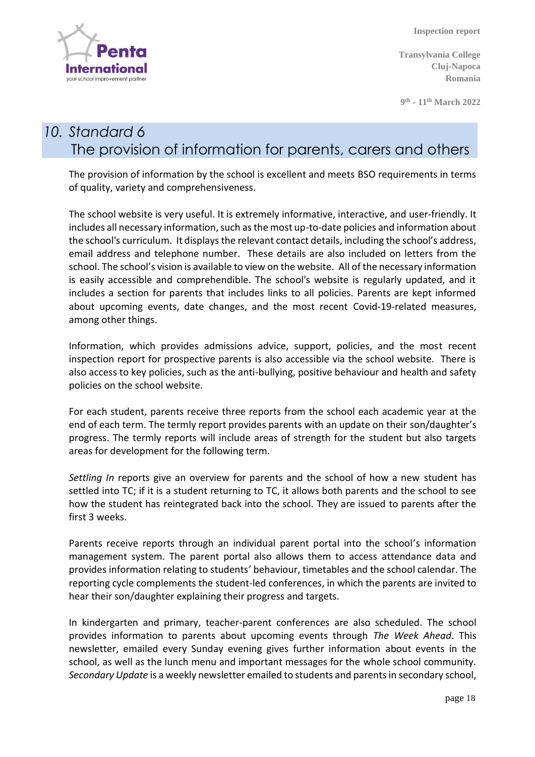## 10. Standard 6
## The provision of information for parents, carers and others

The provision of information by the school is excellent and meets BSO requirements in terms of quality, variety and comprehensiveness.

The school website is very useful. It is extremely informative, interactive, and user-friendly. It includes all necessary information, such as the most up-to-date policies and information about the school's curriculum. It displays the relevant contact details, including the school's address, email address and telephone number. These details are also included on letters from the school. The school's vision is available to view on the website. All of the necessary information is easily accessible and comprehendible. The school's website is regularly updated, and it includes a section for parents that includes links to all policies. Parents are kept informed about upcoming events, date changes, and the most recent Covid-19-related measures, among other things.

Information, which provides admissions advice, support, policies, and the most recent inspection report for prospective parents is also accessible via the school website. There is also access to key policies, such as the anti-bullying, positive behaviour and health and safety policies on the school website.

For each student, parents receive three reports from the school each academic year at the end of each term. The termly report provides parents with an update on their son/daughter's progress. The termly reports will include areas of strength for the student but also targets areas for development for the following term.

*Settling In* reports give an overview for parents and the school of how a new student has settled into TC; if it is a student returning to TC, it allows both parents and the school to see how the student has reintegrated back into the school. They are issued to parents after the first 3 weeks.

Parents receive reports through an individual parent portal into the school's information management system. The parent portal also allows them to access attendance data and provides information relating to students' behaviour, timetables and the school calendar. The reporting cycle complements the student-led conferences, in which the parents are invited to hear their son/daughter explaining their progress and targets.

In kindergarten and primary, teacher-parent conferences are also scheduled. The school provides information to parents about upcoming events through *The Week Ahead*. This newsletter, emailed every Sunday evening gives further information about events in the school, as well as the lunch menu and important messages for the whole school community. *Secondary Update* is a weekly newsletter emailed to students and parents in secondary school,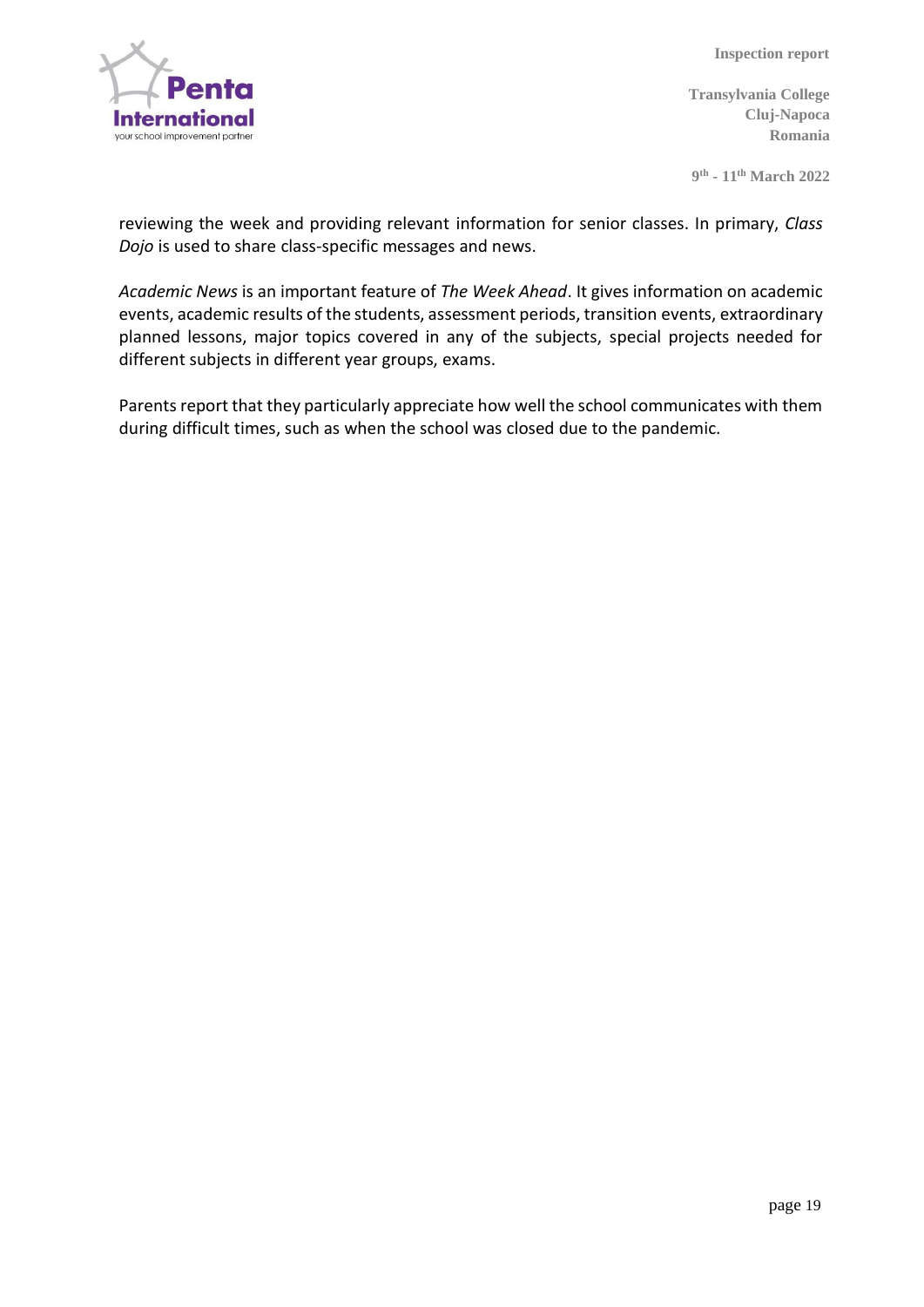reviewing the week and providing relevant information for senior classes. In primary, *Class Dojo* is used to share class-specific messages and news.

*Academic News* is an important feature of *The Week Ahead*. It gives information on academic events, academic results of the students, assessment periods, transition events, extraordinary planned lessons, major topics covered in any of the subjects, special projects needed for different subjects in different year groups, exams.

Parents report that they particularly appreciate how well the school communicates with them during difficult times, such as when the school was closed due to the pandemic.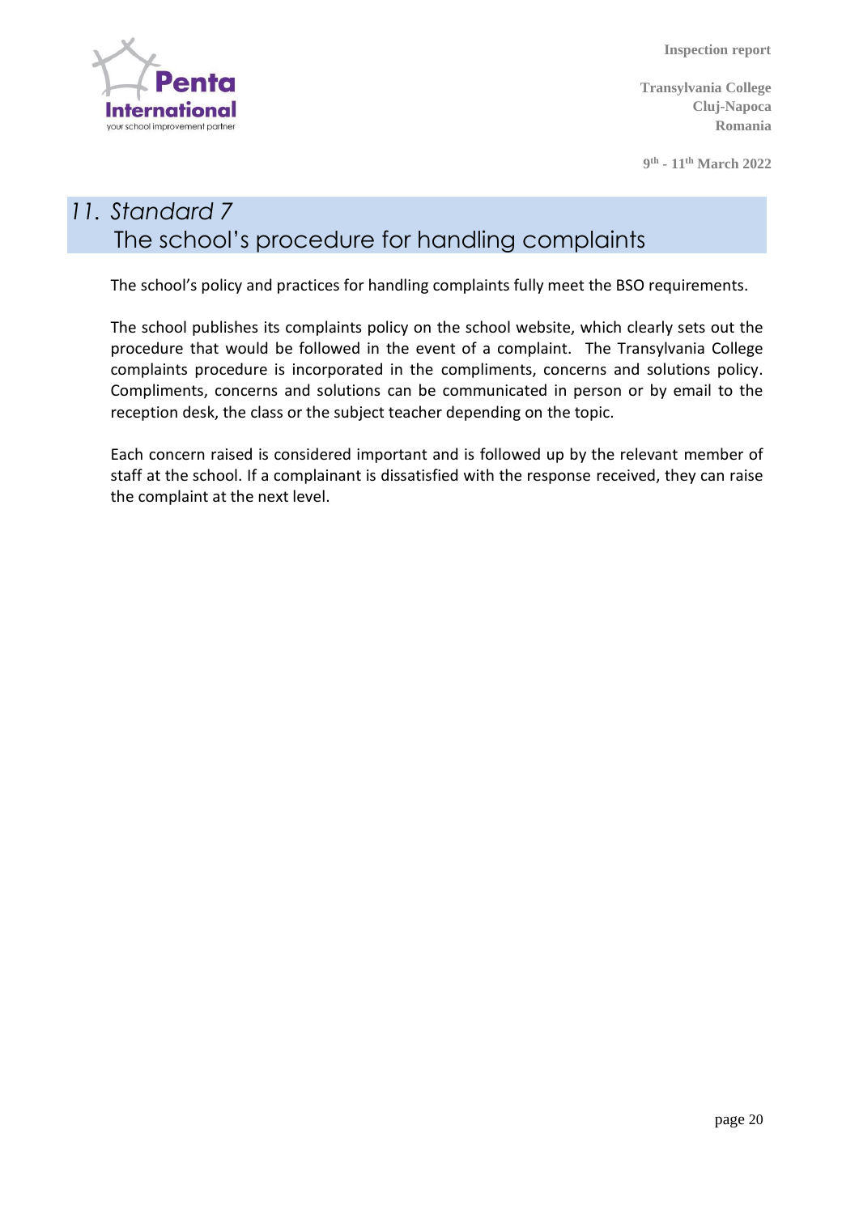## *11. Standard 7*
## The school's procedure for handling complaints

The school's policy and practices for handling complaints fully meet the BSO requirements.

The school publishes its complaints policy on the school website, which clearly sets out the procedure that would be followed in the event of a complaint. The Transylvania College complaints procedure is incorporated in the compliments, concerns and solutions policy. Compliments, concerns and solutions can be communicated in person or by email to the reception desk, the class or the subject teacher depending on the topic.

Each concern raised is considered important and is followed up by the relevant member of staff at the school. If a complainant is dissatisfied with the response received, they can raise the complaint at the next level.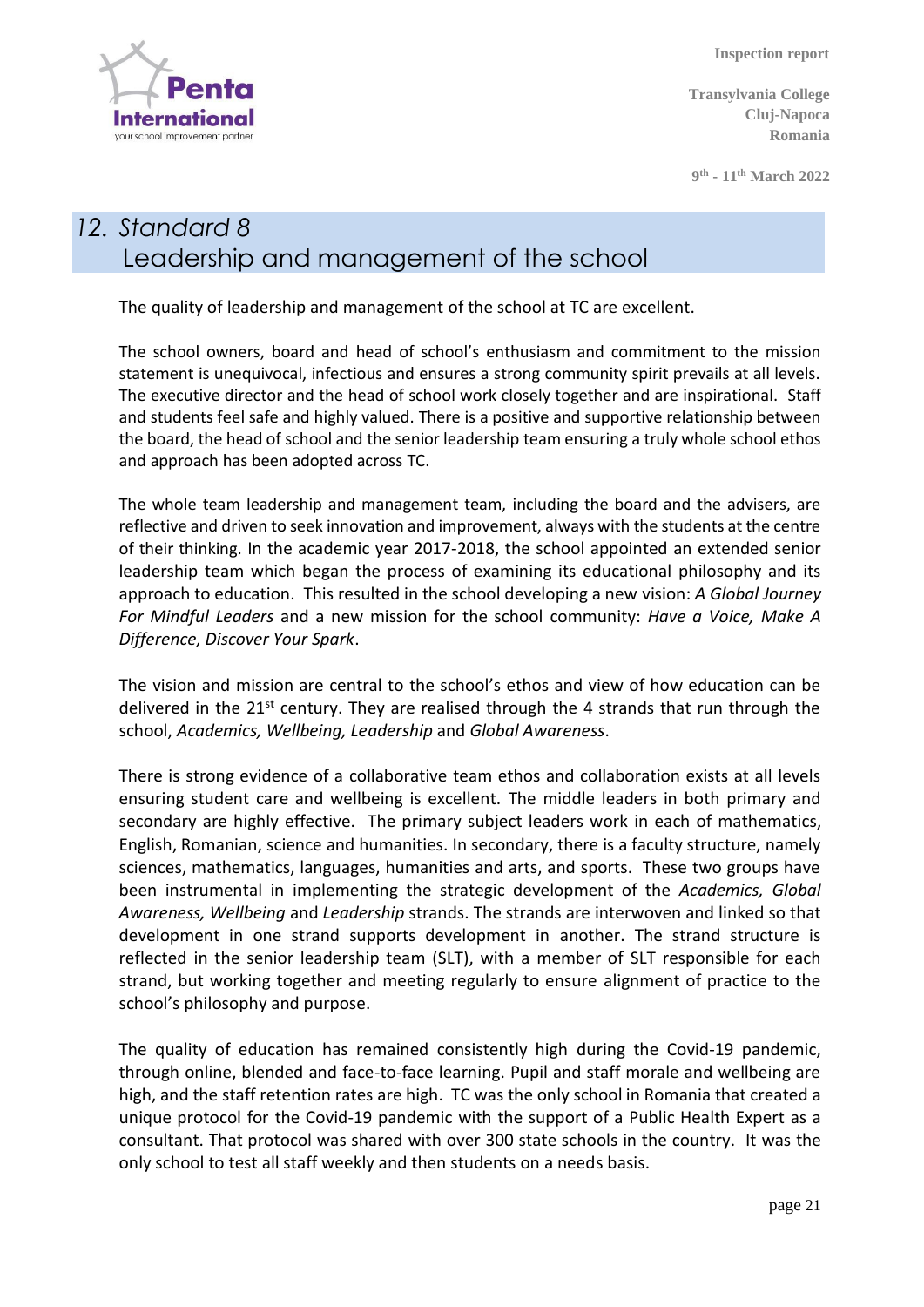# 12. Standard 8
## Leadership and management of the school

The quality of leadership and management of the school at TC are excellent.

The school owners, board and head of school's enthusiasm and commitment to the mission statement is unequivocal, infectious and ensures a strong community spirit prevails at all levels. The executive director and the head of school work closely together and are inspirational. Staff and students feel safe and highly valued. There is a positive and supportive relationship between the board, the head of school and the senior leadership team ensuring a truly whole school ethos and approach has been adopted across TC.

The whole team leadership and management team, including the board and the advisers, are reflective and driven to seek innovation and improvement, always with the students at the centre of their thinking. In the academic year 2017-2018, the school appointed an extended senior leadership team which began the process of examining its educational philosophy and its approach to education. This resulted in the school developing a new vision: *A Global Journey For Mindful Leaders* and a new mission for the school community: *Have a Voice, Make A Difference, Discover Your Spark*.

The vision and mission are central to the school's ethos and view of how education can be delivered in the 21st century. They are realised through the 4 strands that run through the school, *Academics, Wellbeing, Leadership* and *Global Awareness*.

There is strong evidence of a collaborative team ethos and collaboration exists at all levels ensuring student care and wellbeing is excellent. The middle leaders in both primary and secondary are highly effective. The primary subject leaders work in each of mathematics, English, Romanian, science and humanities. In secondary, there is a faculty structure, namely sciences, mathematics, languages, humanities and arts, and sports. These two groups have been instrumental in implementing the strategic development of the *Academics, Global Awareness, Wellbeing* and *Leadership* strands. The strands are interwoven and linked so that development in one strand supports development in another. The strand structure is reflected in the senior leadership team (SLT), with a member of SLT responsible for each strand, but working together and meeting regularly to ensure alignment of practice to the school's philosophy and purpose.

The quality of education has remained consistently high during the Covid-19 pandemic, through online, blended and face-to-face learning. Pupil and staff morale and wellbeing are high, and the staff retention rates are high. TC was the only school in Romania that created a unique protocol for the Covid-19 pandemic with the support of a Public Health Expert as a consultant. That protocol was shared with over 300 state schools in the country. It was the only school to test all staff weekly and then students on a needs basis.